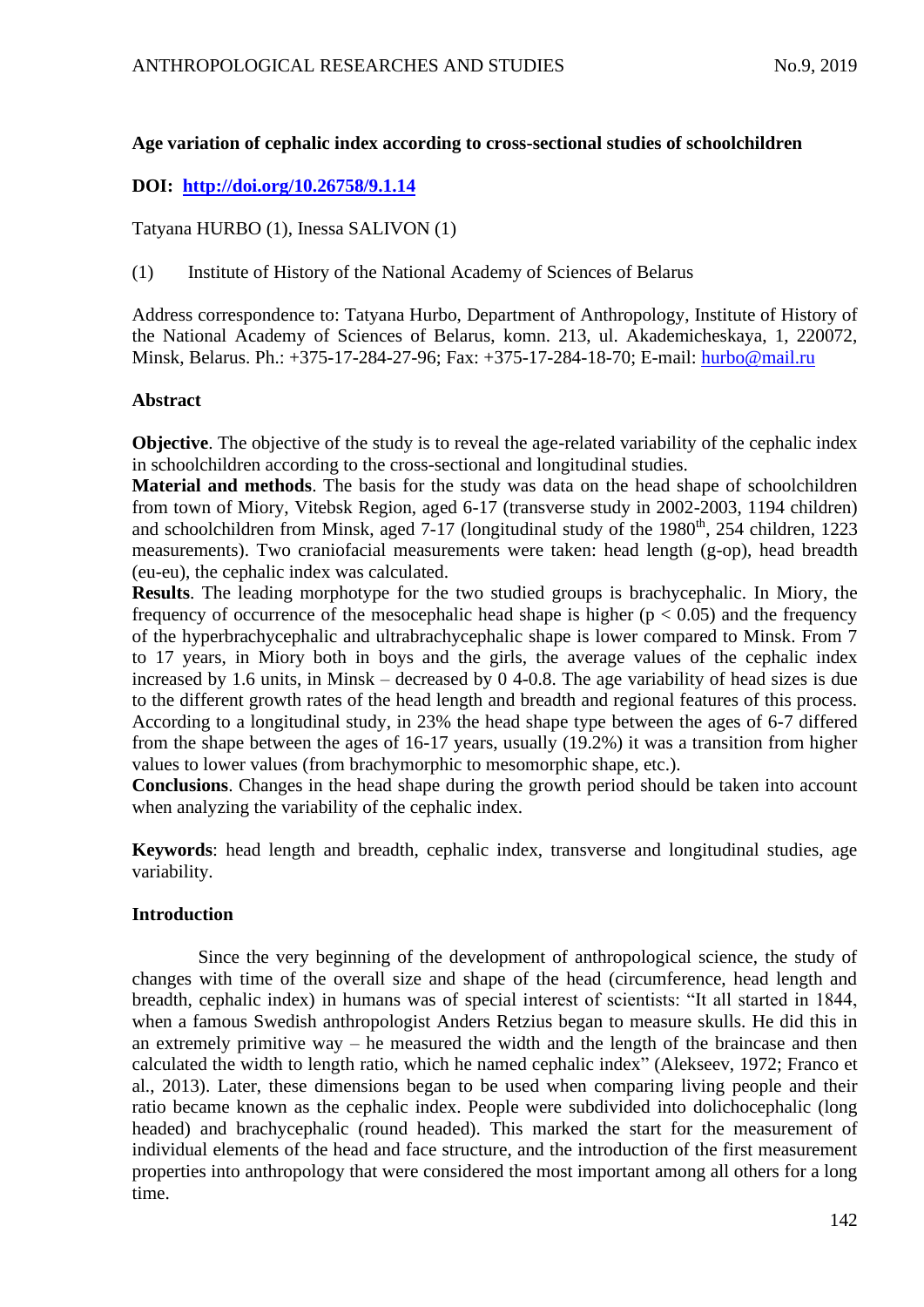# Age variation of cephalic index according to cross-sectional studies of schoolchildren

**DOI: [http://doi.org/10.26758/9.1.14](http://doi.org/10.26758/9.1.14)**

Tatyana HURBO (1), Inessa SALIVON (1)

(1) Institute of History of the National Academy of Sciences of Belarus

Address correspondence to: Tatyana Hurbo, Department of Anthropology, Institute of History of the National Academy of Sciences of Belarus, komn. 213, ul. Akademicheskaya, 1, 220072, Minsk, Belarus. Ph.: +375-17-284-27-96; Fax: +375-17-284-18-70; E-mail: [hurbo@mail.ru](mailto:hurbo@mail.ru)

## Abstract

**Objective**. The objective of the study is to reveal the age-related variability of the cephalic index in schoolchildren according to the cross-sectional and longitudinal studies.

**Material and methods**. The basis for the study was data on the head shape of schoolchildren from town of Miory, Vitebsk Region, aged 6-17 (transverse study in 2002-2003, 1194 children) and schoolchildren from Minsk, aged 7-17 (longitudinal study of the 1980$^{th}$, 254 children, 1223 measurements). Two craniofacial measurements were taken: head length (g-op), head breadth (eu-eu), the cephalic index was calculated.

**Results**. The leading morphotype for the two studied groups is brachycephalic. In Miory, the frequency of occurrence of the mesocephalic head shape is higher ($p < 0.05$) and the frequency of the hyperbrachycephalic and ultrabrachycephalic shape is lower compared to Minsk. From 7 to 17 years, in Miory both in boys and the girls, the average values of the cephalic index increased by 1.6 units, in Minsk – decreased by 0 4-0.8. The age variability of head sizes is due to the different growth rates of the head length and breadth and regional features of this process. According to a longitudinal study, in 23% the head shape type between the ages of 6-7 differed from the shape between the ages of 16-17 years, usually (19.2%) it was a transition from higher values to lower values (from brachymorphic to mesomorphic shape, etc.).

**Conclusions**. Changes in the head shape during the growth period should be taken into account when analyzing the variability of the cephalic index.

**Keywords**: head length and breadth, cephalic index, transverse and longitudinal studies, age variability.

## Introduction

Since the very beginning of the development of anthropological science, the study of changes with time of the overall size and shape of the head (circumference, head length and breadth, cephalic index) in humans was of special interest of scientists: "It all started in 1844, when a famous Swedish anthropologist Anders Retzius began to measure skulls. He did this in an extremely primitive way – he measured the width and the length of the braincase and then calculated the width to length ratio, which he named cephalic index" (Alekseev, 1972; Franco et al., 2013). Later, these dimensions began to be used when comparing living people and their ratio became known as the cephalic index. People were subdivided into dolichocephalic (long headed) and brachycephalic (round headed). This marked the start for the measurement of individual elements of the head and face structure, and the introduction of the first measurement properties into anthropology that were considered the most important among all others for a long time.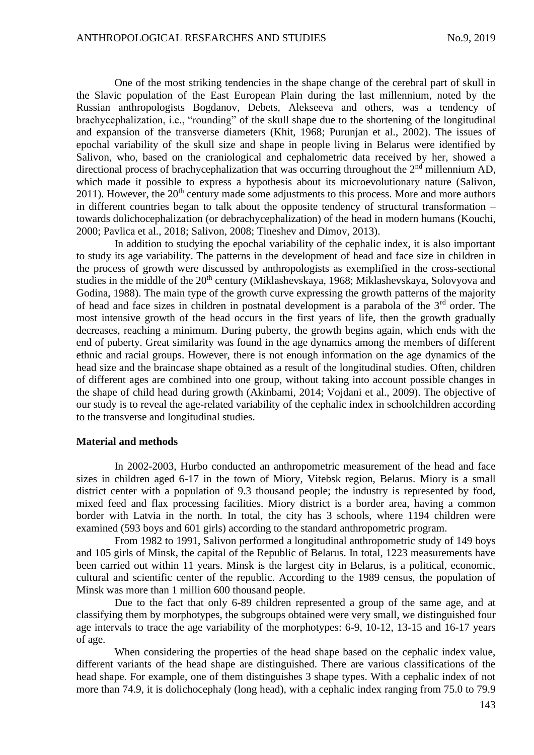One of the most striking tendencies in the shape change of the cerebral part of skull in the Slavic population of the East European Plain during the last millennium, noted by the Russian anthropologists Bogdanov, Debets, Alekseeva and others, was a tendency of brachycephalization, i.e., "rounding" of the skull shape due to the shortening of the longitudinal and expansion of the transverse diameters (Khit, 1968; Purunjan et al., 2002). The issues of epochal variability of the skull size and shape in people living in Belarus were identified by Salivon, who, based on the craniological and cephalometric data received by her, showed a directional process of brachycephalization that was occurring throughout the 2nd millennium AD, which made it possible to express a hypothesis about its microevolutionary nature (Salivon, 2011). However, the 20th century made some adjustments to this process. More and more authors in different countries began to talk about the opposite tendency of structural transformation – towards dolichocephalization (or debrachycephalization) of the head in modern humans (Kouchi, 2000; Pavlica et al., 2018; Salivon, 2008; Tineshev and Dimov, 2013).

In addition to studying the epochal variability of the cephalic index, it is also important to study its age variability. The patterns in the development of head and face size in children in the process of growth were discussed by anthropologists as exemplified in the cross-sectional studies in the middle of the 20th century (Miklashevskaya, 1968; Miklashevskaya, Solovyova and Godina, 1988). The main type of the growth curve expressing the growth patterns of the majority of head and face sizes in children in postnatal development is a parabola of the 3rd order. The most intensive growth of the head occurs in the first years of life, then the growth gradually decreases, reaching a minimum. During puberty, the growth begins again, which ends with the end of puberty. Great similarity was found in the age dynamics among the members of different ethnic and racial groups. However, there is not enough information on the age dynamics of the head size and the braincase shape obtained as a result of the longitudinal studies. Often, children of different ages are combined into one group, without taking into account possible changes in the shape of child head during growth (Akinbami, 2014; Vojdani et al., 2009). The objective of our study is to reveal the age-related variability of the cephalic index in schoolchildren according to the transverse and longitudinal studies.

## Material and methods

In 2002-2003, Hurbo conducted an anthropometric measurement of the head and face sizes in children aged 6-17 in the town of Miory, Vitebsk region, Belarus. Miory is a small district center with a population of 9.3 thousand people; the industry is represented by food, mixed feed and flax processing facilities. Miory district is a border area, having a common border with Latvia in the north. In total, the city has 3 schools, where 1194 children were examined (593 boys and 601 girls) according to the standard anthropometric program.

From 1982 to 1991, Salivon performed a longitudinal anthropometric study of 149 boys and 105 girls of Minsk, the capital of the Republic of Belarus. In total, 1223 measurements have been carried out within 11 years. Minsk is the largest city in Belarus, is a political, economic, cultural and scientific center of the republic. According to the 1989 census, the population of Minsk was more than 1 million 600 thousand people.

Due to the fact that only 6-89 children represented a group of the same age, and at classifying them by morphotypes, the subgroups obtained were very small, we distinguished four age intervals to trace the age variability of the morphotypes: 6-9, 10-12, 13-15 and 16-17 years of age.

When considering the properties of the head shape based on the cephalic index value, different variants of the head shape are distinguished. There are various classifications of the head shape. For example, one of them distinguishes 3 shape types. With a cephalic index of not more than 74.9, it is dolichocephaly (long head), with a cephalic index ranging from 75.0 to 79.9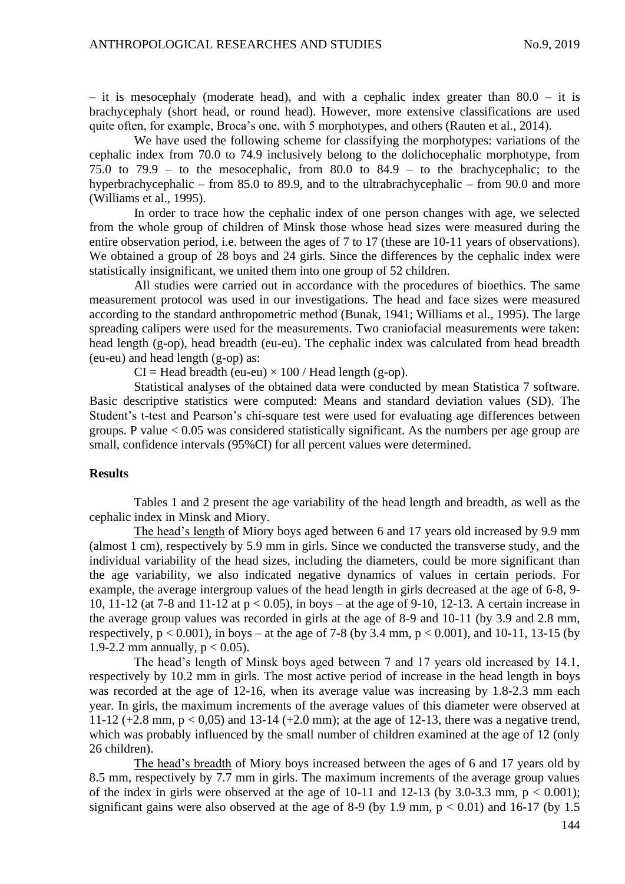– it is mesocephaly (moderate head), and with a cephalic index greater than 80.0 – it is brachycephaly (short head, or round head). However, more extensive classifications are used quite often, for example, Broca's one, with 5 morphotypes, and others (Rauten et al., 2014).

We have used the following scheme for classifying the morphotypes: variations of the cephalic index from 70.0 to 74.9 inclusively belong to the dolichocephalic morphotype, from 75.0 to 79.9 – to the mesocephalic, from 80.0 to 84.9 – to the brachycephalic; to the hyperbrachycephalic – from 85.0 to 89.9, and to the ultrabrachycephalic – from 90.0 and more (Williams et al., 1995).

In order to trace how the cephalic index of one person changes with age, we selected from the whole group of children of Minsk those whose head sizes were measured during the entire observation period, i.e. between the ages of 7 to 17 (these are 10-11 years of observations). We obtained a group of 28 boys and 24 girls. Since the differences by the cephalic index were statistically insignificant, we united them into one group of 52 children.

All studies were carried out in accordance with the procedures of bioethics. The same measurement protocol was used in our investigations. The head and face sizes were measured according to the standard anthropometric method (Bunak, 1941; Williams et al., 1995). The large spreading calipers were used for the measurements. Two craniofacial measurements were taken: head length (g-op), head breadth (eu-eu). The cephalic index was calculated from head breadth (eu-eu) and head length (g-op) as:

$$CI = \text{Head breadth (eu-eu)} \times 100 / \text{Head length (g-op)}.$$

Statistical analyses of the obtained data were conducted by mean Statistica 7 software. Basic descriptive statistics were computed: Means and standard deviation values (SD). The Student's t-test and Pearson's chi-square test were used for evaluating age differences between groups. P value $< 0.05$ was considered statistically significant. As the numbers per age group are small, confidence intervals (95%CI) for all percent values were determined.

## Results

Tables 1 and 2 present the age variability of the head length and breadth, as well as the cephalic index in Minsk and Miory.

The head's length of Miory boys aged between 6 and 17 years old increased by 9.9 mm (almost 1 cm), respectively by 5.9 mm in girls. Since we conducted the transverse study, and the individual variability of the head sizes, including the diameters, could be more significant than the age variability, we also indicated negative dynamics of values in certain periods. For example, the average intergroup values of the head length in girls decreased at the age of 6-8, 9-10, 11-12 (at 7-8 and 11-12 at $p < 0.05$), in boys – at the age of 9-10, 12-13. A certain increase in the average group values was recorded in girls at the age of 8-9 and 10-11 (by 3.9 and 2.8 mm, respectively, $p < 0.001$), in boys – at the age of 7-8 (by 3.4 mm, $p < 0.001$), and 10-11, 13-15 (by 1.9-2.2 mm annually, $p < 0.05$).

The head's length of Minsk boys aged between 7 and 17 years old increased by 14.1, respectively by 10.2 mm in girls. The most active period of increase in the head length in boys was recorded at the age of 12-16, when its average value was increasing by 1.8-2.3 mm each year. In girls, the maximum increments of the average values of this diameter were observed at 11-12 (+2.8 mm, $p < 0,05$) and 13-14 (+2.0 mm); at the age of 12-13, there was a negative trend, which was probably influenced by the small number of children examined at the age of 12 (only 26 children).

The head's breadth of Miory boys increased between the ages of 6 and 17 years old by 8.5 mm, respectively by 7.7 mm in girls. The maximum increments of the average group values of the index in girls were observed at the age of 10-11 and 12-13 (by 3.0-3.3 mm, $p < 0.001$); significant gains were also observed at the age of 8-9 (by 1.9 mm, $p < 0.01$) and 16-17 (by 1.5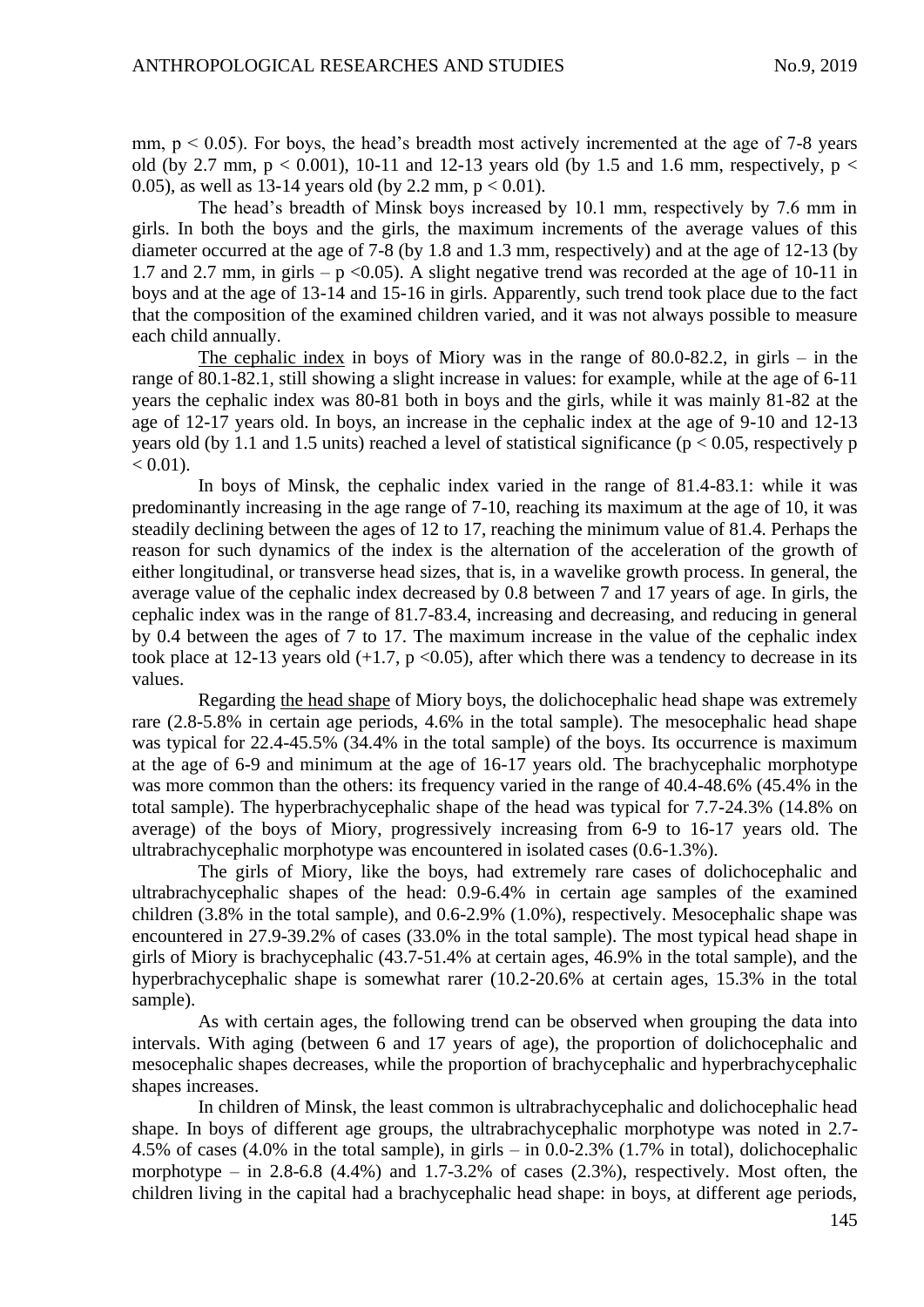mm, $p < 0.05$). For boys, the head's breadth most actively incremented at the age of 7-8 years old (by 2.7 mm, $p < 0.001$), 10-11 and 12-13 years old (by 1.5 and 1.6 mm, respectively, $p < 0.05$), as well as 13-14 years old (by 2.2 mm, $p < 0.01$).

The head's breadth of Minsk boys increased by 10.1 mm, respectively by 7.6 mm in girls. In both the boys and the girls, the maximum increments of the average values of this diameter occurred at the age of 7-8 (by 1.8 and 1.3 mm, respectively) and at the age of 12-13 (by 1.7 and 2.7 mm, in girls – $p < 0.05$). A slight negative trend was recorded at the age of 10-11 in boys and at the age of 13-14 and 15-16 in girls. Apparently, such trend took place due to the fact that the composition of the examined children varied, and it was not always possible to measure each child annually.

The cephalic index in boys of Miory was in the range of 80.0-82.2, in girls – in the range of 80.1-82.1, still showing a slight increase in values: for example, while at the age of 6-11 years the cephalic index was 80-81 both in boys and the girls, while it was mainly 81-82 at the age of 12-17 years old. In boys, an increase in the cephalic index at the age of 9-10 and 12-13 years old (by 1.1 and 1.5 units) reached a level of statistical significance ($p < 0.05$, respectively $p < 0.01$).

In boys of Minsk, the cephalic index varied in the range of 81.4-83.1: while it was predominantly increasing in the age range of 7-10, reaching its maximum at the age of 10, it was steadily declining between the ages of 12 to 17, reaching the minimum value of 81.4. Perhaps the reason for such dynamics of the index is the alternation of the acceleration of the growth of either longitudinal, or transverse head sizes, that is, in a wavelike growth process. In general, the average value of the cephalic index decreased by 0.8 between 7 and 17 years of age. In girls, the cephalic index was in the range of 81.7-83.4, increasing and decreasing, and reducing in general by 0.4 between the ages of 7 to 17. The maximum increase in the value of the cephalic index took place at 12-13 years old (+1.7, $p < 0.05$), after which there was a tendency to decrease in its values.

Regarding the head shape of Miory boys, the dolichocephalic head shape was extremely rare (2.8-5.8% in certain age periods, 4.6% in the total sample). The mesocephalic head shape was typical for 22.4-45.5% (34.4% in the total sample) of the boys. Its occurrence is maximum at the age of 6-9 and minimum at the age of 16-17 years old. The brachycephalic morphotype was more common than the others: its frequency varied in the range of 40.4-48.6% (45.4% in the total sample). The hyperbrachycephalic shape of the head was typical for 7.7-24.3% (14.8% on average) of the boys of Miory, progressively increasing from 6-9 to 16-17 years old. The ultrabrachycephalic morphotype was encountered in isolated cases (0.6-1.3%).

The girls of Miory, like the boys, had extremely rare cases of dolichocephalic and ultrabrachycephalic shapes of the head: 0.9-6.4% in certain age samples of the examined children (3.8% in the total sample), and 0.6-2.9% (1.0%), respectively. Mesocephalic shape was encountered in 27.9-39.2% of cases (33.0% in the total sample). The most typical head shape in girls of Miory is brachycephalic (43.7-51.4% at certain ages, 46.9% in the total sample), and the hyperbrachycephalic shape is somewhat rarer (10.2-20.6% at certain ages, 15.3% in the total sample).

As with certain ages, the following trend can be observed when grouping the data into intervals. With aging (between 6 and 17 years of age), the proportion of dolichocephalic and mesocephalic shapes decreases, while the proportion of brachycephalic and hyperbrachycephalic shapes increases.

In children of Minsk, the least common is ultrabrachycephalic and dolichocephalic head shape. In boys of different age groups, the ultrabrachycephalic morphotype was noted in 2.7-4.5% of cases (4.0% in the total sample), in girls – in 0.0-2.3% (1.7% in total), dolichocephalic morphotype – in 2.8-6.8 (4.4%) and 1.7-3.2% of cases (2.3%), respectively. Most often, the children living in the capital had a brachycephalic head shape: in boys, at different age periods,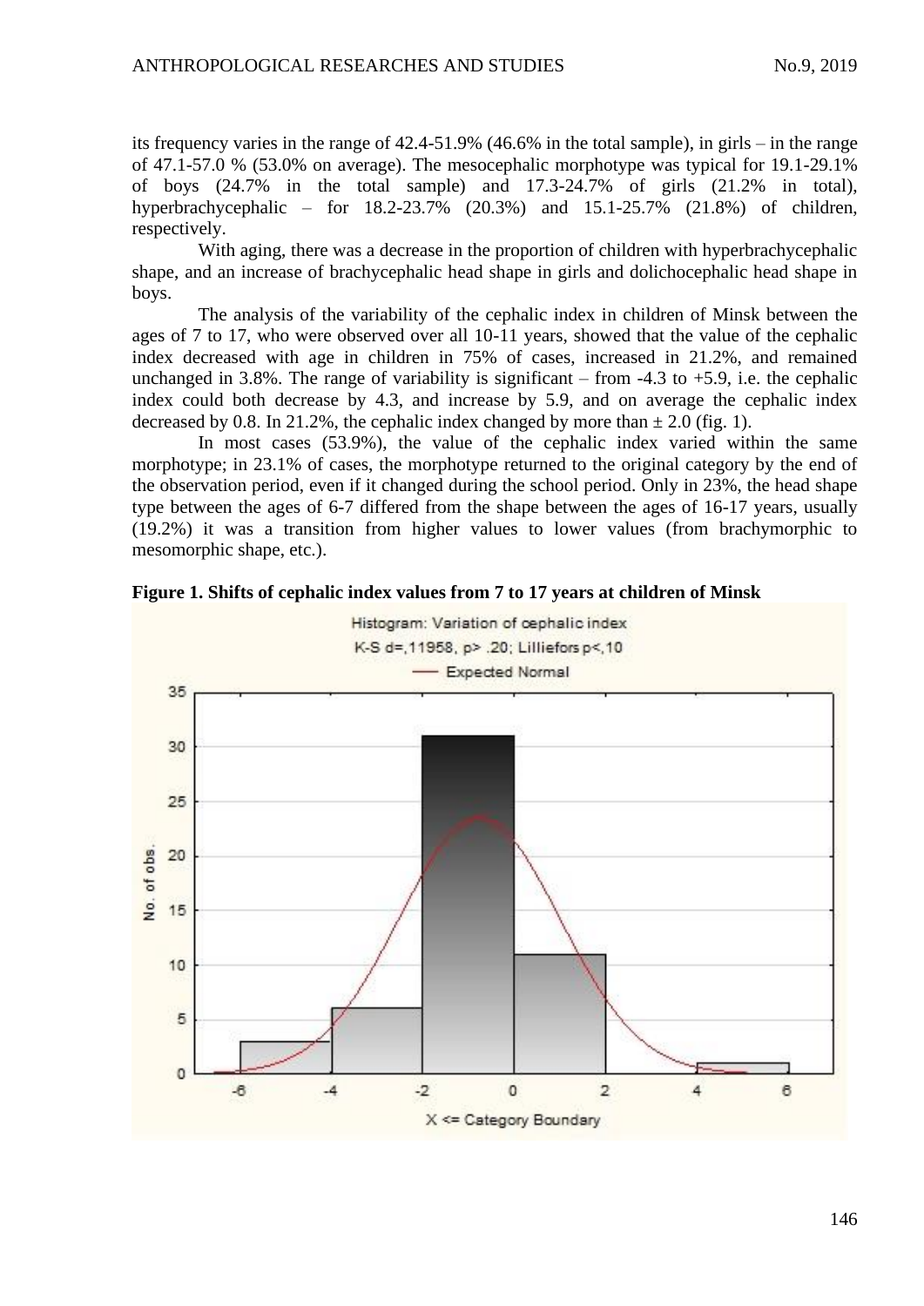its frequency varies in the range of 42.4-51.9% (46.6% in the total sample), in girls – in the range of 47.1-57.0 % (53.0% on average). The mesocephalic morphotype was typical for 19.1-29.1% of boys (24.7% in the total sample) and 17.3-24.7% of girls (21.2% in total), hyperbrachycephalic – for 18.2-23.7% (20.3%) and 15.1-25.7% (21.8%) of children, respectively.

With aging, there was a decrease in the proportion of children with hyperbrachycephalic shape, and an increase of brachycephalic head shape in girls and dolichocephalic head shape in boys.

The analysis of the variability of the cephalic index in children of Minsk between the ages of 7 to 17, who were observed over all 10-11 years, showed that the value of the cephalic index decreased with age in children in 75% of cases, increased in 21.2%, and remained unchanged in 3.8%. The range of variability is significant – from -4.3 to +5.9, i.e. the cephalic index could both decrease by 4.3, and increase by 5.9, and on average the cephalic index decreased by 0.8. In 21.2%, the cephalic index changed by more than ± 2.0 (fig. 1).

In most cases (53.9%), the value of the cephalic index varied within the same morphotype; in 23.1% of cases, the morphotype returned to the original category by the end of the observation period, even if it changed during the school period. Only in 23%, the head shape type between the ages of 6-7 differed from the shape between the ages of 16-17 years, usually (19.2%) it was a transition from higher values to lower values (from brachymorphic to mesomorphic shape, etc.).

**Figure 1. Shifts of cephalic index values from 7 to 17 years at children of Minsk**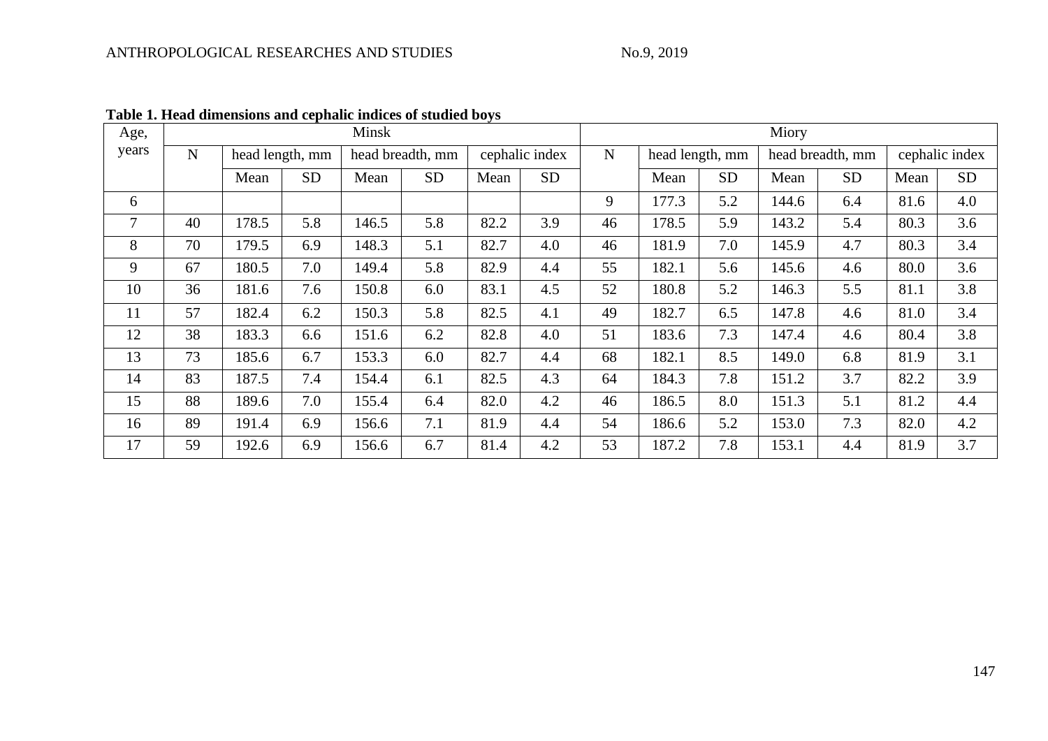**Table 1. Head dimensions and cephalic indices of studied boys**

| Age, years | Minsk | | | | | | | Miory | | | | | | |
|---|---|---|---|---|---|---|---|---|---|---|---|---|---|---|
| | N | head length, mm | | head breadth, mm | | cephalic index | | N | head length, mm | | head breadth, mm | | cephalic index | |
| | | Mean | SD | Mean | SD | Mean | SD | | Mean | SD | Mean | SD | Mean | SD |
| 6 | | | | | | | | 9 | 177.3 | 5.2 | 144.6 | 6.4 | 81.6 | 4.0 |
| 7 | 40 | 178.5 | 5.8 | 146.5 | 5.8 | 82.2 | 3.9 | 46 | 178.5 | 5.9 | 143.2 | 5.4 | 80.3 | 3.6 |
| 8 | 70 | 179.5 | 6.9 | 148.3 | 5.1 | 82.7 | 4.0 | 46 | 181.9 | 7.0 | 145.9 | 4.7 | 80.3 | 3.4 |
| 9 | 67 | 180.5 | 7.0 | 149.4 | 5.8 | 82.9 | 4.4 | 55 | 182.1 | 5.6 | 145.6 | 4.6 | 80.0 | 3.6 |
| 10 | 36 | 181.6 | 7.6 | 150.8 | 6.0 | 83.1 | 4.5 | 52 | 180.8 | 5.2 | 146.3 | 5.5 | 81.1 | 3.8 |
| 11 | 57 | 182.4 | 6.2 | 150.3 | 5.8 | 82.5 | 4.1 | 49 | 182.7 | 6.5 | 147.8 | 4.6 | 81.0 | 3.4 |
| 12 | 38 | 183.3 | 6.6 | 151.6 | 6.2 | 82.8 | 4.0 | 51 | 183.6 | 7.3 | 147.4 | 4.6 | 80.4 | 3.8 |
| 13 | 73 | 185.6 | 6.7 | 153.3 | 6.0 | 82.7 | 4.4 | 68 | 182.1 | 8.5 | 149.0 | 6.8 | 81.9 | 3.1 |
| 14 | 83 | 187.5 | 7.4 | 154.4 | 6.1 | 82.5 | 4.3 | 64 | 184.3 | 7.8 | 151.2 | 3.7 | 82.2 | 3.9 |
| 15 | 88 | 189.6 | 7.0 | 155.4 | 6.4 | 82.0 | 4.2 | 46 | 186.5 | 8.0 | 151.3 | 5.1 | 81.2 | 4.4 |
| 16 | 89 | 191.4 | 6.9 | 156.6 | 7.1 | 81.9 | 4.4 | 54 | 186.6 | 5.2 | 153.0 | 7.3 | 82.0 | 4.2 |
| 17 | 59 | 192.6 | 6.9 | 156.6 | 6.7 | 81.4 | 4.2 | 53 | 187.2 | 7.8 | 153.1 | 4.4 | 81.9 | 3.7 |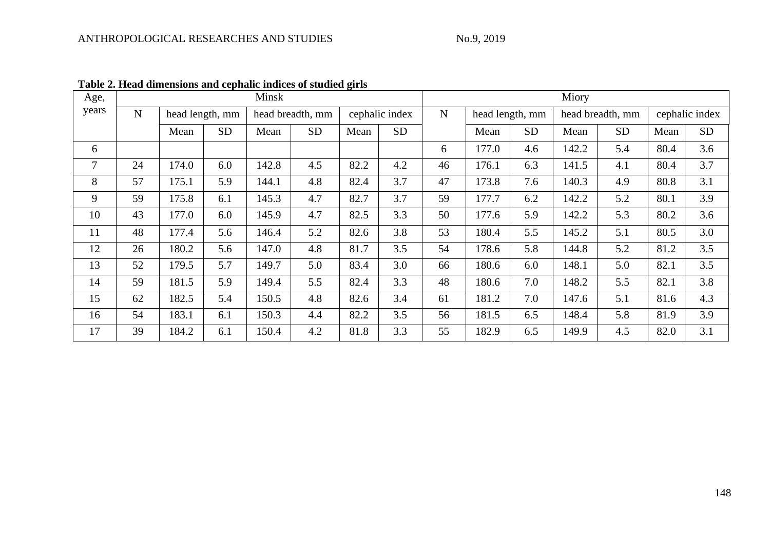**Table 2. Head dimensions and cephalic indices of studied girls**

| Age, years | Minsk | | | | | | | Miory | | | | | | |
|---|---|---|---|---|---|---|---|---|---|---|---|---|---|---|
| | N | head length, mm | | head breadth, mm | | cephalic index | | N | head length, mm | | head breadth, mm | | cephalic index | |
| | | Mean | SD | Mean | SD | Mean | SD | | Mean | SD | Mean | SD | Mean | SD |
| 6 | | | | | | | | 6 | 177.0 | 4.6 | 142.2 | 5.4 | 80.4 | 3.6 |
| 7 | 24 | 174.0 | 6.0 | 142.8 | 4.5 | 82.2 | 4.2 | 46 | 176.1 | 6.3 | 141.5 | 4.1 | 80.4 | 3.7 |
| 8 | 57 | 175.1 | 5.9 | 144.1 | 4.8 | 82.4 | 3.7 | 47 | 173.8 | 7.6 | 140.3 | 4.9 | 80.8 | 3.1 |
| 9 | 59 | 175.8 | 6.1 | 145.3 | 4.7 | 82.7 | 3.7 | 59 | 177.7 | 6.2 | 142.2 | 5.2 | 80.1 | 3.9 |
| 10 | 43 | 177.0 | 6.0 | 145.9 | 4.7 | 82.5 | 3.3 | 50 | 177.6 | 5.9 | 142.2 | 5.3 | 80.2 | 3.6 |
| 11 | 48 | 177.4 | 5.6 | 146.4 | 5.2 | 82.6 | 3.8 | 53 | 180.4 | 5.5 | 145.2 | 5.1 | 80.5 | 3.0 |
| 12 | 26 | 180.2 | 5.6 | 147.0 | 4.8 | 81.7 | 3.5 | 54 | 178.6 | 5.8 | 144.8 | 5.2 | 81.2 | 3.5 |
| 13 | 52 | 179.5 | 5.7 | 149.7 | 5.0 | 83.4 | 3.0 | 66 | 180.6 | 6.0 | 148.1 | 5.0 | 82.1 | 3.5 |
| 14 | 59 | 181.5 | 5.9 | 149.4 | 5.5 | 82.4 | 3.3 | 48 | 180.6 | 7.0 | 148.2 | 5.5 | 82.1 | 3.8 |
| 15 | 62 | 182.5 | 5.4 | 150.5 | 4.8 | 82.6 | 3.4 | 61 | 181.2 | 7.0 | 147.6 | 5.1 | 81.6 | 4.3 |
| 16 | 54 | 183.1 | 6.1 | 150.3 | 4.4 | 82.2 | 3.5 | 56 | 181.5 | 6.5 | 148.4 | 5.8 | 81.9 | 3.9 |
| 17 | 39 | 184.2 | 6.1 | 150.4 | 4.2 | 81.8 | 3.3 | 55 | 182.9 | 6.5 | 149.9 | 4.5 | 82.0 | 3.1 |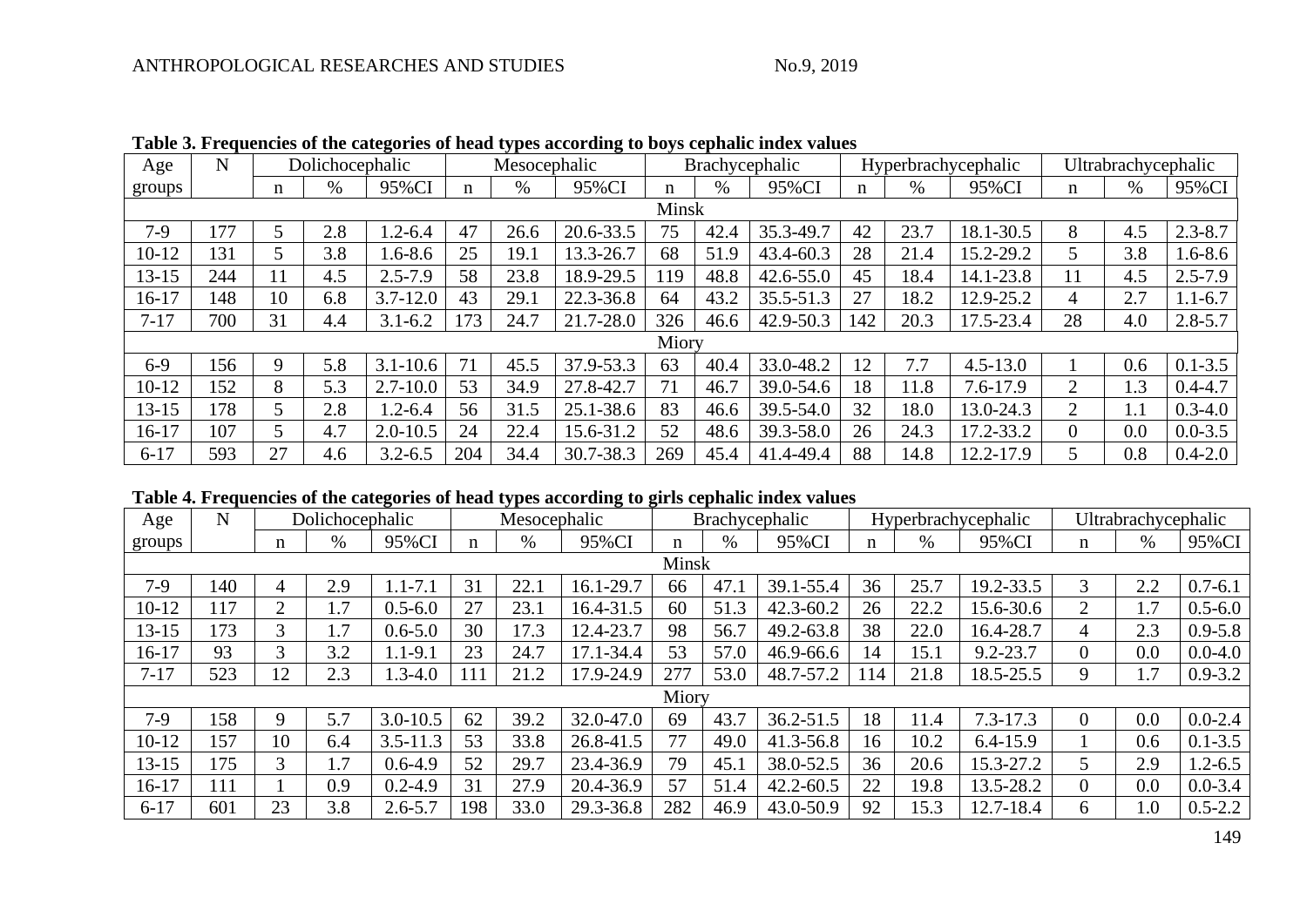**Table 3. Frequencies of the categories of head types according to boys cephalic index values**

| Age groups | N | Dolichocephalic | | | Mesocephalic | | | Brachycephalic | | | Hyperbrachycephalic | | | Ultrabrachycephalic | | |
|---|---|---|---|---|---|---|---|---|---|---|---|---|---|---|---|---|
| | | n | % | 95%CI | n | % | 95%CI | n | % | 95%CI | n | % | 95%CI | n | % | 95%CI |
| Minsk | | | | | | | | | | | | | | | | |
| 7-9 | 177 | 5 | 2.8 | 1.2-6.4 | 47 | 26.6 | 20.6-33.5 | 75 | 42.4 | 35.3-49.7 | 42 | 23.7 | 18.1-30.5 | 8 | 4.5 | 2.3-8.7 |
| 10-12 | 131 | 5 | 3.8 | 1.6-8.6 | 25 | 19.1 | 13.3-26.7 | 68 | 51.9 | 43.4-60.3 | 28 | 21.4 | 15.2-29.2 | 5 | 3.8 | 1.6-8.6 |
| 13-15 | 244 | 11 | 4.5 | 2.5-7.9 | 58 | 23.8 | 18.9-29.5 | 119 | 48.8 | 42.6-55.0 | 45 | 18.4 | 14.1-23.8 | 11 | 4.5 | 2.5-7.9 |
| 16-17 | 148 | 10 | 6.8 | 3.7-12.0 | 43 | 29.1 | 22.3-36.8 | 64 | 43.2 | 35.5-51.3 | 27 | 18.2 | 12.9-25.2 | 4 | 2.7 | 1.1-6.7 |
| 7-17 | 700 | 31 | 4.4 | 3.1-6.2 | 173 | 24.7 | 21.7-28.0 | 326 | 46.6 | 42.9-50.3 | 142 | 20.3 | 17.5-23.4 | 28 | 4.0 | 2.8-5.7 |
| Miory | | | | | | | | | | | | | | | | |
| 6-9 | 156 | 9 | 5.8 | 3.1-10.6 | 71 | 45.5 | 37.9-53.3 | 63 | 40.4 | 33.0-48.2 | 12 | 7.7 | 4.5-13.0 | 1 | 0.6 | 0.1-3.5 |
| 10-12 | 152 | 8 | 5.3 | 2.7-10.0 | 53 | 34.9 | 27.8-42.7 | 71 | 46.7 | 39.0-54.6 | 18 | 11.8 | 7.6-17.9 | 2 | 1.3 | 0.4-4.7 |
| 13-15 | 178 | 5 | 2.8 | 1.2-6.4 | 56 | 31.5 | 25.1-38.6 | 83 | 46.6 | 39.5-54.0 | 32 | 18.0 | 13.0-24.3 | 2 | 1.1 | 0.3-4.0 |
| 16-17 | 107 | 5 | 4.7 | 2.0-10.5 | 24 | 22.4 | 15.6-31.2 | 52 | 48.6 | 39.3-58.0 | 26 | 24.3 | 17.2-33.2 | 0 | 0.0 | 0.0-3.5 |
| 6-17 | 593 | 27 | 4.6 | 3.2-6.5 | 204 | 34.4 | 30.7-38.3 | 269 | 45.4 | 41.4-49.4 | 88 | 14.8 | 12.2-17.9 | 5 | 0.8 | 0.4-2.0 |

**Table 4. Frequencies of the categories of head types according to girls cephalic index values**

| Age groups | N | Dolichocephalic | | | Mesocephalic | | | Brachycephalic | | | Hyperbrachycephalic | | | Ultrabrachycephalic | | |
|---|---|---|---|---|---|---|---|---|---|---|---|---|---|---|---|---|
| | | n | % | 95%CI | n | % | 95%CI | n | % | 95%CI | n | % | 95%CI | n | % | 95%CI |
| Minsk | | | | | | | | | | | | | | | | |
| 7-9 | 140 | 4 | 2.9 | 1.1-7.1 | 31 | 22.1 | 16.1-29.7 | 66 | 47.1 | 39.1-55.4 | 36 | 25.7 | 19.2-33.5 | 3 | 2.2 | 0.7-6.1 |
| 10-12 | 117 | 2 | 1.7 | 0.5-6.0 | 27 | 23.1 | 16.4-31.5 | 60 | 51.3 | 42.3-60.2 | 26 | 22.2 | 15.6-30.6 | 2 | 1.7 | 0.5-6.0 |
| 13-15 | 173 | 3 | 1.7 | 0.6-5.0 | 30 | 17.3 | 12.4-23.7 | 98 | 56.7 | 49.2-63.8 | 38 | 22.0 | 16.4-28.7 | 4 | 2.3 | 0.9-5.8 |
| 16-17 | 93 | 3 | 3.2 | 1.1-9.1 | 23 | 24.7 | 17.1-34.4 | 53 | 57.0 | 46.9-66.6 | 14 | 15.1 | 9.2-23.7 | 0 | 0.0 | 0.0-4.0 |
| 7-17 | 523 | 12 | 2.3 | 1.3-4.0 | 111 | 21.2 | 17.9-24.9 | 277 | 53.0 | 48.7-57.2 | 114 | 21.8 | 18.5-25.5 | 9 | 1.7 | 0.9-3.2 |
| Miory | | | | | | | | | | | | | | | | |
| 7-9 | 158 | 9 | 5.7 | 3.0-10.5 | 62 | 39.2 | 32.0-47.0 | 69 | 43.7 | 36.2-51.5 | 18 | 11.4 | 7.3-17.3 | 0 | 0.0 | 0.0-2.4 |
| 10-12 | 157 | 10 | 6.4 | 3.5-11.3 | 53 | 33.8 | 26.8-41.5 | 77 | 49.0 | 41.3-56.8 | 16 | 10.2 | 6.4-15.9 | 1 | 0.6 | 0.1-3.5 |
| 13-15 | 175 | 3 | 1.7 | 0.6-4.9 | 52 | 29.7 | 23.4-36.9 | 79 | 45.1 | 38.0-52.5 | 36 | 20.6 | 15.3-27.2 | 5 | 2.9 | 1.2-6.5 |
| 16-17 | 111 | 1 | 0.9 | 0.2-4.9 | 31 | 27.9 | 20.4-36.9 | 57 | 51.4 | 42.2-60.5 | 22 | 19.8 | 13.5-28.2 | 0 | 0.0 | 0.0-3.4 |
| 6-17 | 601 | 23 | 3.8 | 2.6-5.7 | 198 | 33.0 | 29.3-36.8 | 282 | 46.9 | 43.0-50.9 | 92 | 15.3 | 12.7-18.4 | 6 | 1.0 | 0.5-2.2 |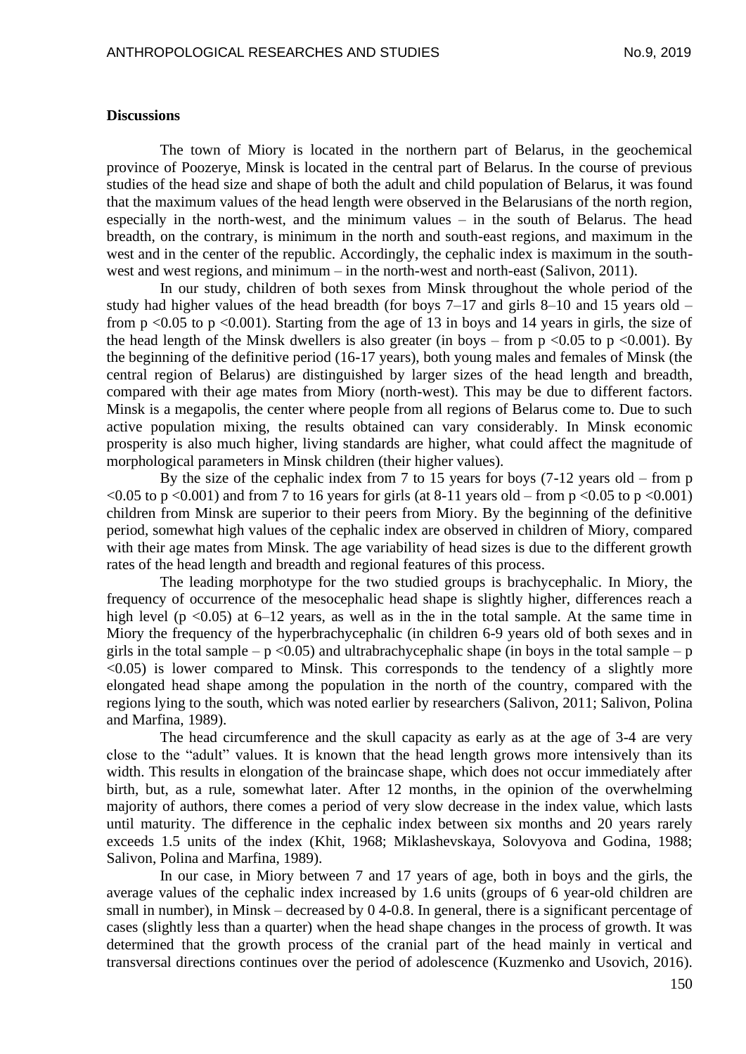**Discussions**

The town of Miory is located in the northern part of Belarus, in the geochemical province of Poozerye, Minsk is located in the central part of Belarus. In the course of previous studies of the head size and shape of both the adult and child population of Belarus, it was found that the maximum values of the head length were observed in the Belarusians of the north region, especially in the north-west, and the minimum values – in the south of Belarus. The head breadth, on the contrary, is minimum in the north and south-east regions, and maximum in the west and in the center of the republic. Accordingly, the cephalic index is maximum in the south-west and west regions, and minimum – in the north-west and north-east (Salivon, 2011).

In our study, children of both sexes from Minsk throughout the whole period of the study had higher values of the head breadth (for boys 7–17 and girls 8–10 and 15 years old – from $p < 0.05$ to $p < 0.001$). Starting from the age of 13 in boys and 14 years in girls, the size of the head length of the Minsk dwellers is also greater (in boys – from $p < 0.05$ to $p < 0.001$). By the beginning of the definitive period (16-17 years), both young males and females of Minsk (the central region of Belarus) are distinguished by larger sizes of the head length and breadth, compared with their age mates from Miory (north-west). This may be due to different factors. Minsk is a megapolis, the center where people from all regions of Belarus come to. Due to such active population mixing, the results obtained can vary considerably. In Minsk economic prosperity is also much higher, living standards are higher, what could affect the magnitude of morphological parameters in Minsk children (their higher values).

By the size of the cephalic index from 7 to 15 years for boys (7-12 years old – from $p < 0.05$ to $p < 0.001$) and from 7 to 16 years for girls (at 8-11 years old – from $p < 0.05$ to $p < 0.001$) children from Minsk are superior to their peers from Miory. By the beginning of the definitive period, somewhat high values of the cephalic index are observed in children of Miory, compared with their age mates from Minsk. The age variability of head sizes is due to the different growth rates of the head length and breadth and regional features of this process.

The leading morphotype for the two studied groups is brachycephalic. In Miory, the frequency of occurrence of the mesocephalic head shape is slightly higher, differences reach a high level ($p < 0.05$) at 6–12 years, as well as in the in the total sample. At the same time in Miory the frequency of the hyperbrachycephalic (in children 6-9 years old of both sexes and in girls in the total sample – $p < 0.05$) and ultrabrachycephalic shape (in boys in the total sample – $p < 0.05$) is lower compared to Minsk. This corresponds to the tendency of a slightly more elongated head shape among the population in the north of the country, compared with the regions lying to the south, which was noted earlier by researchers (Salivon, 2011; Salivon, Polina and Marfina, 1989).

The head circumference and the skull capacity as early as at the age of 3-4 are very close to the "adult" values. It is known that the head length grows more intensively than its width. This results in elongation of the braincase shape, which does not occur immediately after birth, but, as a rule, somewhat later. After 12 months, in the opinion of the overwhelming majority of authors, there comes a period of very slow decrease in the index value, which lasts until maturity. The difference in the cephalic index between six months and 20 years rarely exceeds 1.5 units of the index (Khit, 1968; Miklashevskaya, Solovyova and Godina, 1988; Salivon, Polina and Marfina, 1989).

In our case, in Miory between 7 and 17 years of age, both in boys and the girls, the average values of the cephalic index increased by 1.6 units (groups of 6 year-old children are small in number), in Minsk – decreased by 0 4-0.8. In general, there is a significant percentage of cases (slightly less than a quarter) when the head shape changes in the process of growth. It was determined that the growth process of the cranial part of the head mainly in vertical and transversal directions continues over the period of adolescence (Kuzmenko and Usovich, 2016).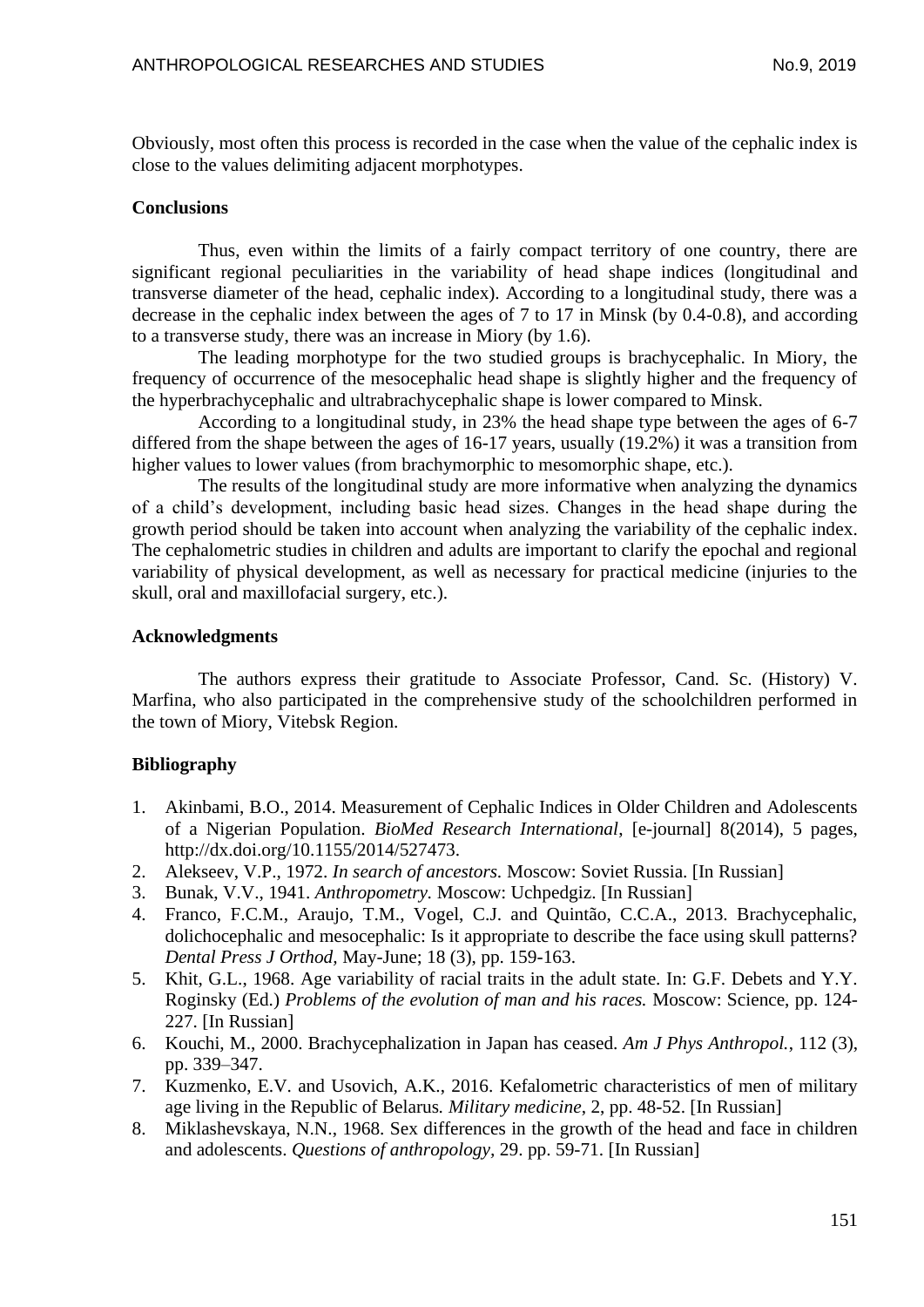Obviously, most often this process is recorded in the case when the value of the cephalic index is close to the values delimiting adjacent morphotypes.

### Conclusions

Thus, even within the limits of a fairly compact territory of one country, there are significant regional peculiarities in the variability of head shape indices (longitudinal and transverse diameter of the head, cephalic index). According to a longitudinal study, there was a decrease in the cephalic index between the ages of 7 to 17 in Minsk (by 0.4-0.8), and according to a transverse study, there was an increase in Miory (by 1.6).

The leading morphotype for the two studied groups is brachycephalic. In Miory, the frequency of occurrence of the mesocephalic head shape is slightly higher and the frequency of the hyperbrachycephalic and ultrabrachycephalic shape is lower compared to Minsk.

According to a longitudinal study, in 23% the head shape type between the ages of 6-7 differed from the shape between the ages of 16-17 years, usually (19.2%) it was a transition from higher values to lower values (from brachymorphic to mesomorphic shape, etc.).

The results of the longitudinal study are more informative when analyzing the dynamics of a child's development, including basic head sizes. Changes in the head shape during the growth period should be taken into account when analyzing the variability of the cephalic index. The cephalometric studies in children and adults are important to clarify the epochal and regional variability of physical development, as well as necessary for practical medicine (injuries to the skull, oral and maxillofacial surgery, etc.).

### Acknowledgments

The authors express their gratitude to Associate Professor, Cand. Sc. (History) V. Marfina, who also participated in the comprehensive study of the schoolchildren performed in the town of Miory, Vitebsk Region.

### Bibliography

1. Akinbami, B.O., 2014. Measurement of Cephalic Indices in Older Children and Adolescents of a Nigerian Population. *BioMed Research International*, [e-journal] 8(2014), 5 pages, http://dx.doi.org/10.1155/2014/527473.
2. Alekseev, V.P., 1972. *In search of ancestors.* Moscow: Soviet Russia. [In Russian]
3. Bunak, V.V., 1941. *Anthropometry.* Moscow: Uchpedgiz. [In Russian]
4. Franco, F.C.M., Araujo, T.M., Vogel, C.J. and Quintão, C.C.A., 2013. Brachycephalic, dolichocephalic and mesocephalic: Is it appropriate to describe the face using skull patterns? *Dental Press J Orthod*, May-June; 18 (3), pp. 159-163.
5. Khit, G.L., 1968. Age variability of racial traits in the adult state. In: G.F. Debets and Y.Y. Roginsky (Ed.) *Problems of the evolution of man and his races.* Moscow: Science, pp. 124-227. [In Russian]
6. Kouchi, M., 2000. Brachycephalization in Japan has ceased. *Am J Phys Anthropol.*, 112 (3), pp. 339–347.
7. Kuzmenko, E.V. and Usovich, A.K., 2016. Kefalometric characteristics of men of military age living in the Republic of Belarus. *Military medicine*, 2, pp. 48-52. [In Russian]
8. Miklashevskaya, N.N., 1968. Sex differences in the growth of the head and face in children and adolescents. *Questions of anthropology*, 29. pp. 59-71. [In Russian]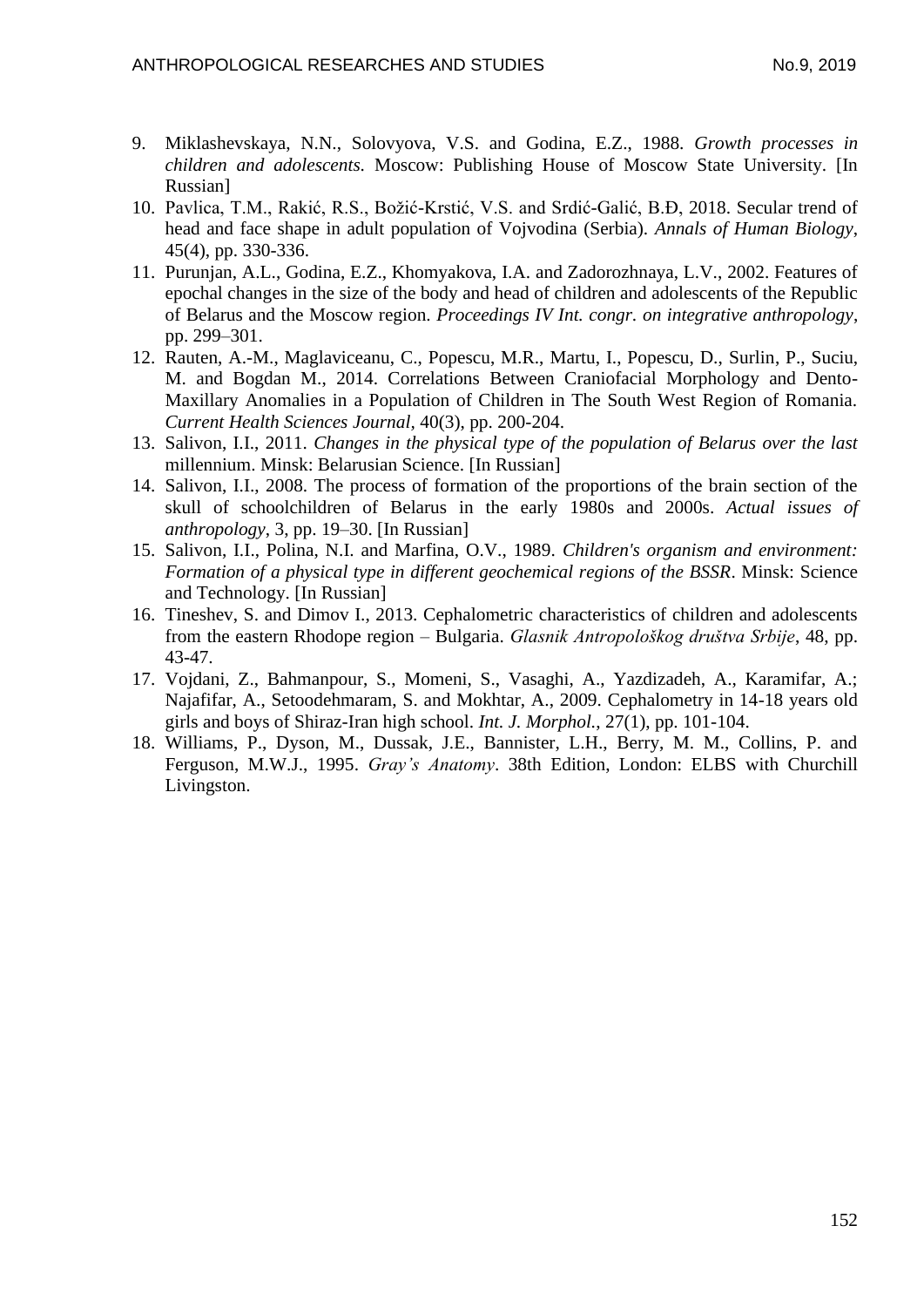9. Miklashevskaya, N.N., Solovyova, V.S. and Godina, E.Z., 1988. *Growth processes in children and adolescents*. Moscow: Publishing House of Moscow State University. [In Russian]
10. Pavlica, T.M., Rakić, R.S., Božić-Krstić, V.S. and Srdić-Galić, B.Đ, 2018. Secular trend of head and face shape in adult population of Vojvodina (Serbia). *Annals of Human Biology*, 45(4), pp. 330-336.
11. Purunjan, A.L., Godina, E.Z., Khomyakova, I.A. and Zadorozhnaya, L.V., 2002. Features of epochal changes in the size of the body and head of children and adolescents of the Republic of Belarus and the Moscow region. *Proceedings IV Int. congr. on integrative anthropology*, pp. 299–301.
12. Rauten, A.-M., Maglaviceanu, C., Popescu, M.R., Martu, I., Popescu, D., Surlin, P., Suciu, M. and Bogdan M., 2014. Correlations Between Craniofacial Morphology and Dento-Maxillary Anomalies in a Population of Children in The South West Region of Romania. *Current Health Sciences Journal*, 40(3), pp. 200-204.
13. Salivon, I.I., 2011. *Changes in the physical type of the population of Belarus over the last* millennium. Minsk: Belarusian Science. [In Russian]
14. Salivon, I.I., 2008. The process of formation of the proportions of the brain section of the skull of schoolchildren of Belarus in the early 1980s and 2000s. *Actual issues of anthropology*, 3, pp. 19–30. [In Russian]
15. Salivon, I.I., Polina, N.I. and Marfina, O.V., 1989. *Children's organism and environment: Formation of a physical type in different geochemical regions of the BSSR*. Minsk: Science and Technology. [In Russian]
16. Tineshev, S. and Dimov I., 2013. Cephalometric characteristics of children and adolescents from the eastern Rhodope region – Bulgaria. *Glasnik Antropološkog društva Srbije*, 48, pp. 43-47.
17. Vojdani, Z., Bahmanpour, S., Momeni, S., Vasaghi, A., Yazdizadeh, A., Karamifar, A.; Najafifar, A., Setoodehmaram, S. and Mokhtar, A., 2009. Cephalometry in 14-18 years old girls and boys of Shiraz-Iran high school. *Int. J. Morphol.*, 27(1), pp. 101-104.
18. Williams, P., Dyson, M., Dussak, J.E., Bannister, L.H., Berry, M. M., Collins, P. and Ferguson, M.W.J., 1995. *Gray's Anatomy*. 38th Edition, London: ELBS with Churchill Livingston.